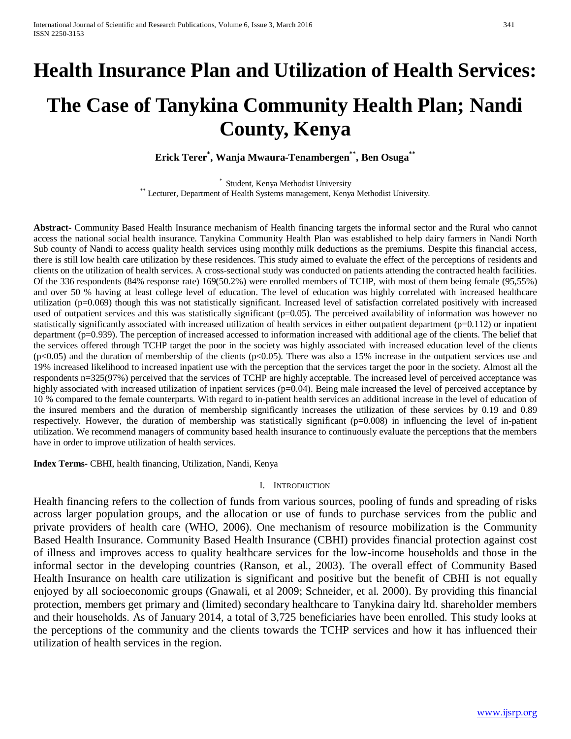# Health Insurance Plan and Utilization of Health Services: The Case of Tanykina Community Health Plan; Nandi County, Kenya

**Erick Terer[*], Wanja Mwaura-Tenambergen[**], Ben Osuga[**]**

[*] Student, Kenya Methodist University
[**] Lecturer, Department of Health Systems management, Kenya Methodist University.

**Abstract-** Community Based Health Insurance mechanism of Health financing targets the informal sector and the Rural who cannot access the national social health insurance. Tanykina Community Health Plan was established to help dairy farmers in Nandi North Sub county of Nandi to access quality health services using monthly milk deductions as the premiums. Despite this financial access, there is still low health care utilization by these residences. This study aimed to evaluate the effect of the perceptions of residents and clients on the utilization of health services. A cross-sectional study was conducted on patients attending the contracted health facilities. Of the 336 respondents (84% response rate) 169(50.2%) were enrolled members of TCHP, with most of them being female (95,55%) and over 50 % having at least college level of education. The level of education was highly correlated with increased healthcare utilization (p=0.069) though this was not statistically significant. Increased level of satisfaction correlated positively with increased used of outpatient services and this was statistically significant (p=0.05). The perceived availability of information was however no statistically significantly associated with increased utilization of health services in either outpatient department (p=0.112) or inpatient department (p=0.939). The perception of increased accessed to information increased with additional age of the clients. The belief that the services offered through TCHP target the poor in the society was highly associated with increased education level of the clients (p<0.05) and the duration of membership of the clients (p<0.05). There was also a 15% increase in the outpatient services use and 19% increased likelihood to increased inpatient use with the perception that the services target the poor in the society. Almost all the respondents n=325(97%) perceived that the services of TCHP are highly acceptable. The increased level of perceived acceptance was highly associated with increased utilization of inpatient services (p=0.04). Being male increased the level of perceived acceptance by 10 % compared to the female counterparts. With regard to in-patient health services an additional increase in the level of education of the insured members and the duration of membership significantly increases the utilization of these services by 0.19 and 0.89 respectively. However, the duration of membership was statistically significant (p=0.008) in influencing the level of in-patient utilization. We recommend managers of community based health insurance to continuously evaluate the perceptions that the members have in order to improve utilization of health services.

**Index Terms-** CBHI, health financing, Utilization, Nandi, Kenya

## I. Introduction

Health financing refers to the collection of funds from various sources, pooling of funds and spreading of risks across larger population groups, and the allocation or use of funds to purchase services from the public and private providers of health care (WHO, 2006). One mechanism of resource mobilization is the Community Based Health Insurance. Community Based Health Insurance (CBHI) provides financial protection against cost of illness and improves access to quality healthcare services for the low-income households and those in the informal sector in the developing countries (Ranson, et al., 2003). The overall effect of Community Based Health Insurance on health care utilization is significant and positive but the benefit of CBHI is not equally enjoyed by all socioeconomic groups (Gnawali, et al 2009; Schneider, et al. 2000). By providing this financial protection, members get primary and (limited) secondary healthcare to Tanykina dairy ltd. shareholder members and their households. As of January 2014, a total of 3,725 beneficiaries have been enrolled. This study looks at the perceptions of the community and the clients towards the TCHP services and how it has influenced their utilization of health services in the region.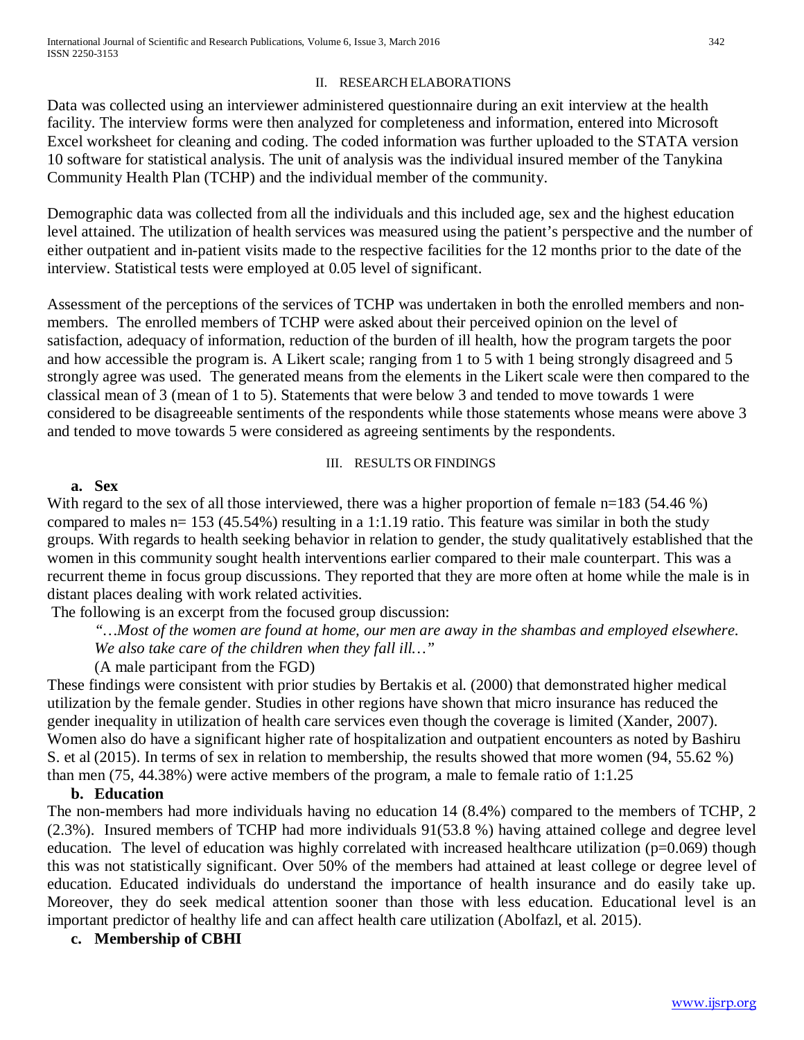## II. RESEARCH ELABORATIONS

Data was collected using an interviewer administered questionnaire during an exit interview at the health facility. The interview forms were then analyzed for completeness and information, entered into Microsoft Excel worksheet for cleaning and coding. The coded information was further uploaded to the STATA version 10 software for statistical analysis. The unit of analysis was the individual insured member of the Tanykina Community Health Plan (TCHP) and the individual member of the community.

Demographic data was collected from all the individuals and this included age, sex and the highest education level attained. The utilization of health services was measured using the patient's perspective and the number of either outpatient and in-patient visits made to the respective facilities for the 12 months prior to the date of the interview. Statistical tests were employed at 0.05 level of significant.

Assessment of the perceptions of the services of TCHP was undertaken in both the enrolled members and non-members. The enrolled members of TCHP were asked about their perceived opinion on the level of satisfaction, adequacy of information, reduction of the burden of ill health, how the program targets the poor and how accessible the program is. A Likert scale; ranging from 1 to 5 with 1 being strongly disagreed and 5 strongly agree was used. The generated means from the elements in the Likert scale were then compared to the classical mean of 3 (mean of 1 to 5). Statements that were below 3 and tended to move towards 1 were considered to be disagreeable sentiments of the respondents while those statements whose means were above 3 and tended to move towards 5 were considered as agreeing sentiments by the respondents.

## III. RESULTS OR FINDINGS

### a. Sex

With regard to the sex of all those interviewed, there was a higher proportion of female n=183 (54.46 %) compared to males n= 153 (45.54%) resulting in a 1:1.19 ratio. This feature was similar in both the study groups. With regards to health seeking behavior in relation to gender, the study qualitatively established that the women in this community sought health interventions earlier compared to their male counterpart. This was a recurrent theme in focus group discussions. They reported that they are more often at home while the male is in distant places dealing with work related activities.

The following is an excerpt from the focused group discussion:

> *"…Most of the women are found at home, our men are away in the shambas and employed elsewhere. We also take care of the children when they fall ill…"*
>
> (A male participant from the FGD)

These findings were consistent with prior studies by Bertakis et al. (2000) that demonstrated higher medical utilization by the female gender. Studies in other regions have shown that micro insurance has reduced the gender inequality in utilization of health care services even though the coverage is limited (Xander, 2007). Women also do have a significant higher rate of hospitalization and outpatient encounters as noted by Bashiru S. et al (2015). In terms of sex in relation to membership, the results showed that more women (94, 55.62 %) than men (75, 44.38%) were active members of the program, a male to female ratio of 1:1.25

### b. Education

The non-members had more individuals having no education 14 (8.4%) compared to the members of TCHP, 2 (2.3%). Insured members of TCHP had more individuals 91(53.8 %) having attained college and degree level education. The level of education was highly correlated with increased healthcare utilization ($p=0.069$) though this was not statistically significant. Over 50% of the members had attained at least college or degree level of education. Educated individuals do understand the importance of health insurance and do easily take up. Moreover, they do seek medical attention sooner than those with less education. Educational level is an important predictor of healthy life and can affect health care utilization (Abolfazl, et al. 2015).

### c. Membership of CBHI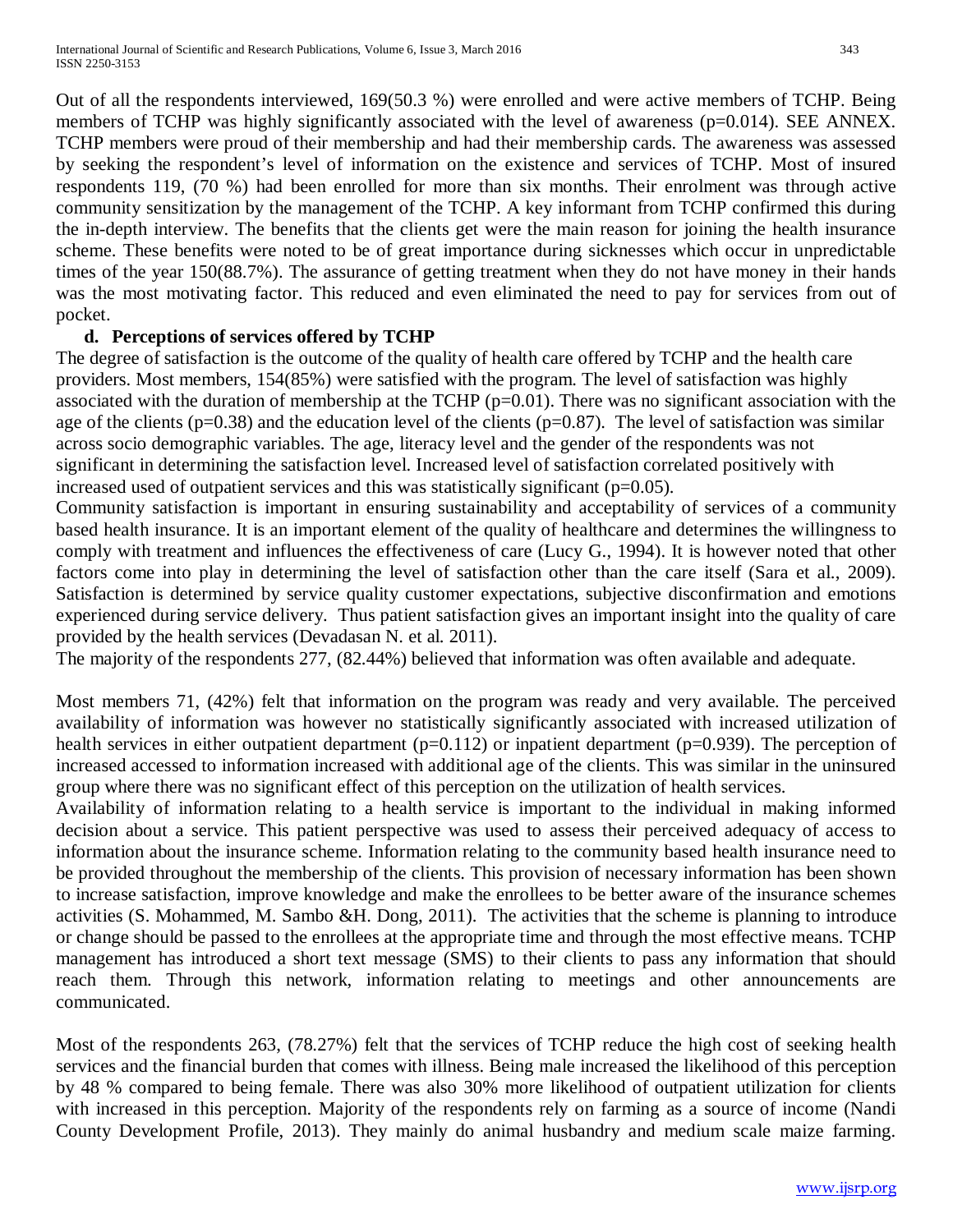Out of all the respondents interviewed, 169(50.3 %) were enrolled and were active members of TCHP. Being members of TCHP was highly significantly associated with the level of awareness (p=0.014). SEE ANNEX. TCHP members were proud of their membership and had their membership cards. The awareness was assessed by seeking the respondent's level of information on the existence and services of TCHP. Most of insured respondents 119, (70 %) had been enrolled for more than six months. Their enrolment was through active community sensitization by the management of the TCHP. A key informant from TCHP confirmed this during the in-depth interview. The benefits that the clients get were the main reason for joining the health insurance scheme. These benefits were noted to be of great importance during sicknesses which occur in unpredictable times of the year 150(88.7%). The assurance of getting treatment when they do not have money in their hands was the most motivating factor. This reduced and even eliminated the need to pay for services from out of pocket.

### d. Perceptions of services offered by TCHP

The degree of satisfaction is the outcome of the quality of health care offered by TCHP and the health care providers. Most members, 154(85%) were satisfied with the program. The level of satisfaction was highly associated with the duration of membership at the TCHP (p=0.01). There was no significant association with the age of the clients (p=0.38) and the education level of the clients (p=0.87). The level of satisfaction was similar across socio demographic variables. The age, literacy level and the gender of the respondents was not significant in determining the satisfaction level. Increased level of satisfaction correlated positively with increased used of outpatient services and this was statistically significant (p=0.05).

Community satisfaction is important in ensuring sustainability and acceptability of services of a community based health insurance. It is an important element of the quality of healthcare and determines the willingness to comply with treatment and influences the effectiveness of care (Lucy G., 1994). It is however noted that other factors come into play in determining the level of satisfaction other than the care itself (Sara et al., 2009). Satisfaction is determined by service quality customer expectations, subjective disconfirmation and emotions experienced during service delivery. Thus patient satisfaction gives an important insight into the quality of care provided by the health services (Devadasan N. et al. 2011).

The majority of the respondents 277, (82.44%) believed that information was often available and adequate.

Most members 71, (42%) felt that information on the program was ready and very available. The perceived availability of information was however no statistically significantly associated with increased utilization of health services in either outpatient department (p=0.112) or inpatient department (p=0.939). The perception of increased accessed to information increased with additional age of the clients. This was similar in the uninsured group where there was no significant effect of this perception on the utilization of health services.

Availability of information relating to a health service is important to the individual in making informed decision about a service. This patient perspective was used to assess their perceived adequacy of access to information about the insurance scheme. Information relating to the community based health insurance need to be provided throughout the membership of the clients. This provision of necessary information has been shown to increase satisfaction, improve knowledge and make the enrollees to be better aware of the insurance schemes activities (S. Mohammed, M. Sambo &H. Dong, 2011). The activities that the scheme is planning to introduce or change should be passed to the enrollees at the appropriate time and through the most effective means. TCHP management has introduced a short text message (SMS) to their clients to pass any information that should reach them. Through this network, information relating to meetings and other announcements are communicated.

Most of the respondents 263, (78.27%) felt that the services of TCHP reduce the high cost of seeking health services and the financial burden that comes with illness. Being male increased the likelihood of this perception by 48 % compared to being female. There was also 30% more likelihood of outpatient utilization for clients with increased in this perception. Majority of the respondents rely on farming as a source of income (Nandi County Development Profile, 2013). They mainly do animal husbandry and medium scale maize farming.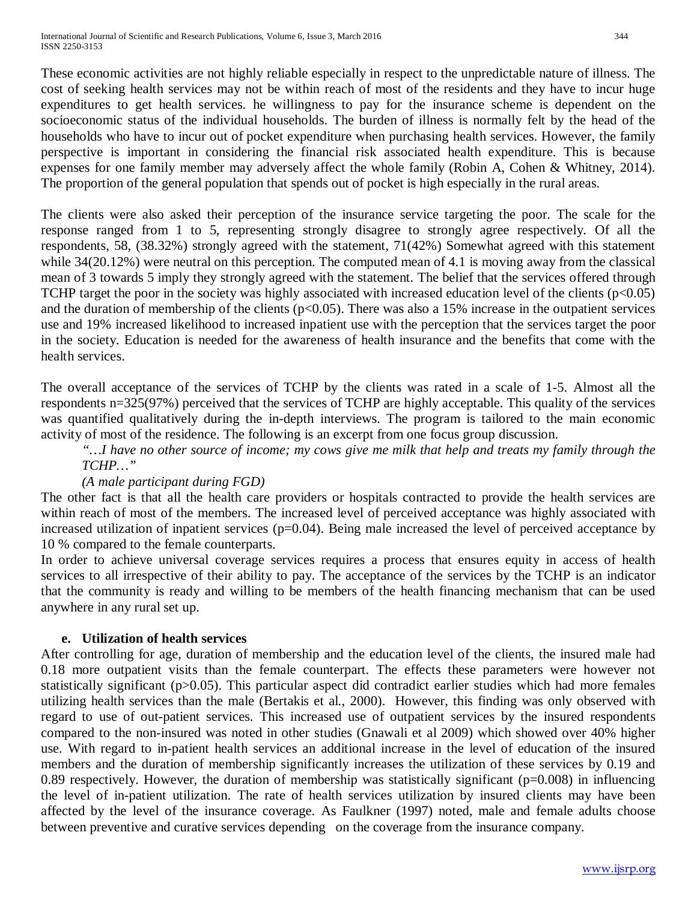These economic activities are not highly reliable especially in respect to the unpredictable nature of illness. The cost of seeking health services may not be within reach of most of the residents and they have to incur huge expenditures to get health services. he willingness to pay for the insurance scheme is dependent on the socioeconomic status of the individual households. The burden of illness is normally felt by the head of the households who have to incur out of pocket expenditure when purchasing health services. However, the family perspective is important in considering the financial risk associated health expenditure. This is because expenses for one family member may adversely affect the whole family (Robin A, Cohen & Whitney, 2014). The proportion of the general population that spends out of pocket is high especially in the rural areas.

The clients were also asked their perception of the insurance service targeting the poor. The scale for the response ranged from 1 to 5, representing strongly disagree to strongly agree respectively. Of all the respondents, 58, (38.32%) strongly agreed with the statement, 71(42%) Somewhat agreed with this statement while 34(20.12%) were neutral on this perception. The computed mean of 4.1 is moving away from the classical mean of 3 towards 5 imply they strongly agreed with the statement. The belief that the services offered through TCHP target the poor in the society was highly associated with increased education level of the clients ($p<0.05$) and the duration of membership of the clients ($p<0.05$). There was also a 15% increase in the outpatient services use and 19% increased likelihood to increased inpatient use with the perception that the services target the poor in the society. Education is needed for the awareness of health insurance and the benefits that come with the health services.

The overall acceptance of the services of TCHP by the clients was rated in a scale of 1-5. Almost all the respondents n=325(97%) perceived that the services of TCHP are highly acceptable. This quality of the services was quantified qualitatively during the in-depth interviews. The program is tailored to the main economic activity of most of the residence. The following is an excerpt from one focus group discussion.

> *"…I have no other source of income; my cows give me milk that help and treats my family through the TCHP…"*
>
> *(A male participant during FGD)*

The other fact is that all the health care providers or hospitals contracted to provide the health services are within reach of most of the members. The increased level of perceived acceptance was highly associated with increased utilization of inpatient services ($p=0.04$). Being male increased the level of perceived acceptance by 10 % compared to the female counterparts.

In order to achieve universal coverage services requires a process that ensures equity in access of health services to all irrespective of their ability to pay. The acceptance of the services by the TCHP is an indicator that the community is ready and willing to be members of the health financing mechanism that can be used anywhere in any rural set up.

### e. Utilization of health services

After controlling for age, duration of membership and the education level of the clients, the insured male had 0.18 more outpatient visits than the female counterpart. The effects these parameters were however not statistically significant ($p>0.05$). This particular aspect did contradict earlier studies which had more females utilizing health services than the male (Bertakis et al., 2000). However, this finding was only observed with regard to use of out-patient services. This increased use of outpatient services by the insured respondents compared to the non-insured was noted in other studies (Gnawali et al 2009) which showed over 40% higher use. With regard to in-patient health services an additional increase in the level of education of the insured members and the duration of membership significantly increases the utilization of these services by 0.19 and 0.89 respectively. However, the duration of membership was statistically significant ($p=0.008$) in influencing the level of in-patient utilization. The rate of health services utilization by insured clients may have been affected by the level of the insurance coverage. As Faulkner (1997) noted, male and female adults choose between preventive and curative services depending on the coverage from the insurance company.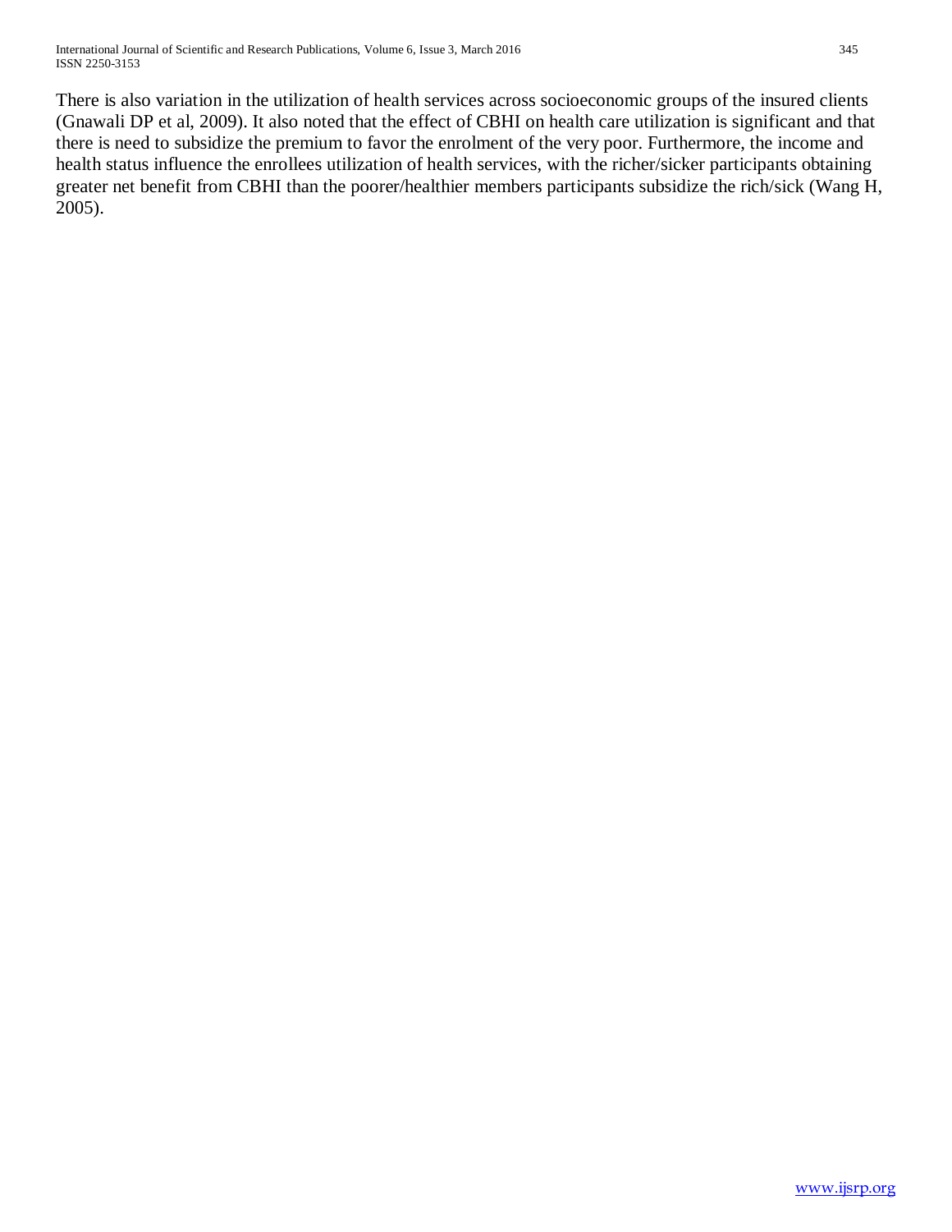There is also variation in the utilization of health services across socioeconomic groups of the insured clients (Gnawali DP et al, 2009). It also noted that the effect of CBHI on health care utilization is significant and that there is need to subsidize the premium to favor the enrolment of the very poor. Furthermore, the income and health status influence the enrollees utilization of health services, with the richer/sicker participants obtaining greater net benefit from CBHI than the poorer/healthier members participants subsidize the rich/sick (Wang H, 2005).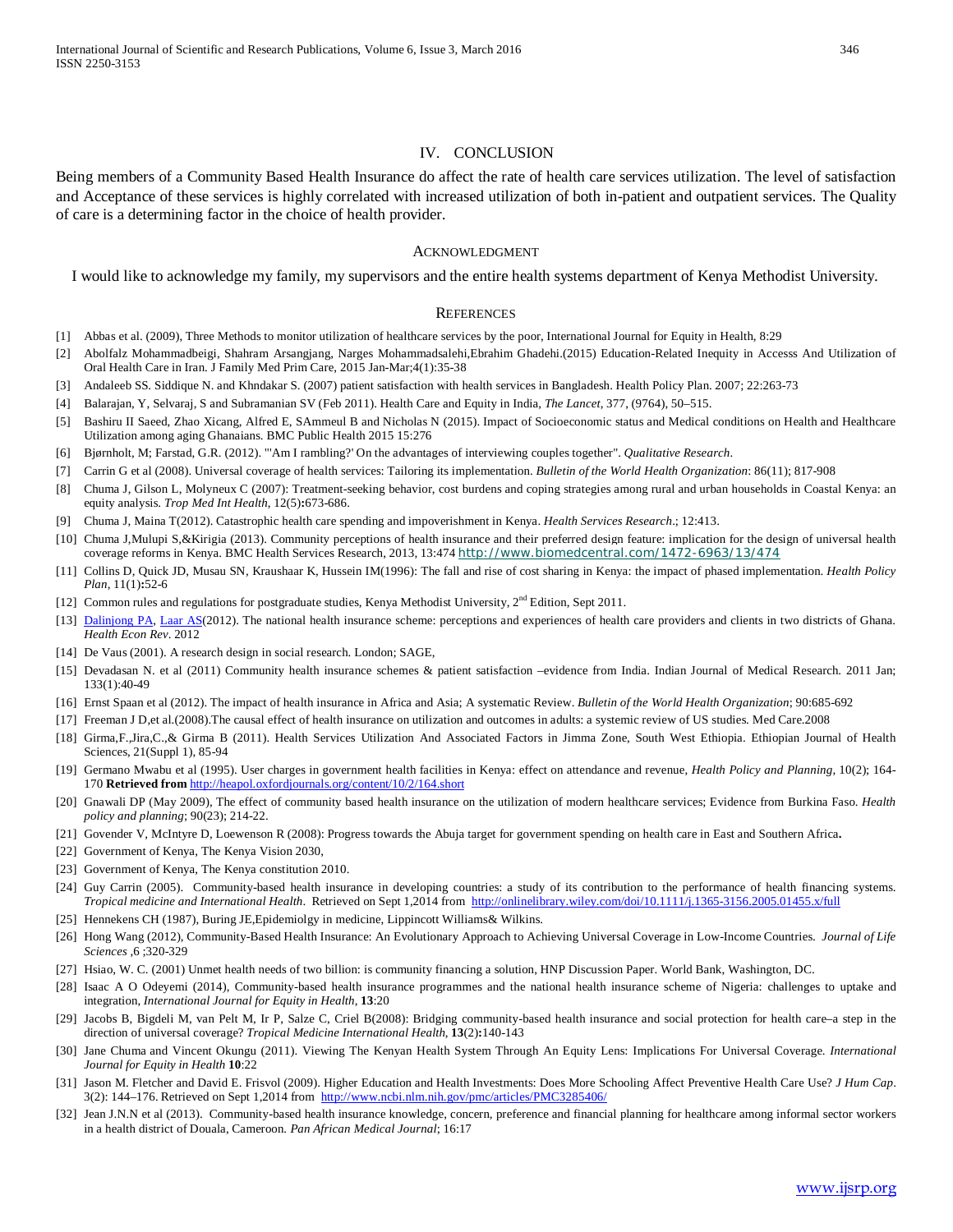## IV. CONCLUSION

Being members of a Community Based Health Insurance do affect the rate of health care services utilization. The level of satisfaction and Acceptance of these services is highly correlated with increased utilization of both in-patient and outpatient services. The Quality of care is a determining factor in the choice of health provider.

## ACKNOWLEDGMENT

I would like to acknowledge my family, my supervisors and the entire health systems department of Kenya Methodist University.

## REFERENCES

[1] Abbas et al. (2009), Three Methods to monitor utilization of healthcare services by the poor, International Journal for Equity in Health, 8:29

[2] Abolfalz Mohammadbeigi, Shahram Arsangjang, Narges Mohammadsalehi,Ebrahim Ghadehi.(2015) Education-Related Inequity in Accesss And Utilization of Oral Health Care in Iran. J Family Med Prim Care, 2015 Jan-Mar;4(1):35-38

[3] Andaleeb SS. Siddique N. and Khndakar S. (2007) patient satisfaction with health services in Bangladesh. Health Policy Plan. 2007; 22:263-73

[4] Balarajan, Y, Selvaraj, S and Subramanian SV (Feb 2011). Health Care and Equity in India, *The Lancet*, 377, (9764), 50–515.

[5] Bashiru II Saeed, Zhao Xicang, Alfred E, SAmmeul B and Nicholas N (2015). Impact of Socioeconomic status and Medical conditions on Health and Healthcare Utilization among aging Ghanaians. BMC Public Health 2015 15:276

[6] Bjørnholt, M; Farstad, G.R. (2012). "'Am I rambling?' On the advantages of interviewing couples together". *Qualitative Research*.

[7] Carrin G et al (2008). Universal coverage of health services: Tailoring its implementation. *Bulletin of the World Health Organization*: 86(11); 817-908

[8] Chuma J, Gilson L, Molyneux C (2007): Treatment-seeking behavior, cost burdens and coping strategies among rural and urban households in Coastal Kenya: an equity analysis. *Trop Med Int Health*, 12(5)**:**673-686.

[9] Chuma J, Maina T(2012). Catastrophic health care spending and impoverishment in Kenya. *Health Services Research*.; 12:413.

[10] Chuma J,Mulupi S,&Kirigia (2013). Community perceptions of health insurance and their preferred design feature: implication for the design of universal health coverage reforms in Kenya. BMC Health Services Research, 2013, 13:474 http://www.biomedcentral.com/1472-6963/13/474

[11] Collins D, Quick JD, Musau SN, Kraushaar K, Hussein IM(1996): The fall and rise of cost sharing in Kenya: the impact of phased implementation. *Health Policy Plan*, 11(1)**:**52-6

[12] Common rules and regulations for postgraduate studies, Kenya Methodist University, 2nd Edition, Sept 2011.

[13] Dalinjong PA, Laar AS(2012). The national health insurance scheme: perceptions and experiences of health care providers and clients in two districts of Ghana. *Health Econ Rev*. 2012

[14] De Vaus (2001). A research design in social research. London; SAGE,

[15] Devadasan N. et al (2011) Community health insurance schemes & patient satisfaction –evidence from India. Indian Journal of Medical Research. 2011 Jan; 133(1):40-49

[16] Ernst Spaan et al (2012). The impact of health insurance in Africa and Asia; A systematic Review. *Bulletin of the World Health Organization*; 90:685-692

[17] Freeman J D,et al.(2008).The causal effect of health insurance on utilization and outcomes in adults: a systemic review of US studies. Med Care.2008

[18] Girma,F.,Jira,C.,& Girma B (2011). Health Services Utilization And Associated Factors in Jimma Zone, South West Ethiopia. Ethiopian Journal of Health Sciences, 21(Suppl 1), 85-94

[19] Germano Mwabu et al (1995). User charges in government health facilities in Kenya: effect on attendance and revenue, *Health Policy and Planning*, 10(2); 164-170 **Retrieved from** http://heapol.oxfordjournals.org/content/10/2/164.short

[20] Gnawali DP (May 2009), The effect of community based health insurance on the utilization of modern healthcare services; Evidence from Burkina Faso. *Health policy and planning*; 90(23); 214-22.

[21] Govender V, McIntyre D, Loewenson R (2008): Progress towards the Abuja target for government spending on health care in East and Southern Africa**.**

[22] Government of Kenya, The Kenya Vision 2030,

[23] Government of Kenya, The Kenya constitution 2010.

[24] Guy Carrin (2005). Community-based health insurance in developing countries: a study of its contribution to the performance of health financing systems. *Tropical medicine and International Health*. Retrieved on Sept 1,2014 from http://onlinelibrary.wiley.com/doi/10.1111/j.1365-3156.2005.01455.x/full

[25] Hennekens CH (1987), Buring JE,Epidemiolgy in medicine, Lippincott Williams& Wilkins.

[26] Hong Wang (2012), Community-Based Health Insurance: An Evolutionary Approach to Achieving Universal Coverage in Low-Income Countries. *Journal of Life Sciences* ,6 ;320-329

[27] Hsiao, W. C. (2001) Unmet health needs of two billion: is community financing a solution, HNP Discussion Paper. World Bank, Washington, DC.

[28] Isaac A O Odeyemi (2014), Community-based health insurance programmes and the national health insurance scheme of Nigeria: challenges to uptake and integration, *International Journal for Equity in Health*, **13**:20

[29] Jacobs B, Bigdeli M, van Pelt M, Ir P, Salze C, Criel B(2008): Bridging community-based health insurance and social protection for health care–a step in the direction of universal coverage? *Tropical Medicine International Health*, **13**(2)**:**140-143

[30] Jane Chuma and Vincent Okungu (2011). Viewing The Kenyan Health System Through An Equity Lens: Implications For Universal Coverage. *International Journal for Equity in Health* **10**:22

[31] Jason M. Fletcher and David E. Frisvol (2009). Higher Education and Health Investments: Does More Schooling Affect Preventive Health Care Use? *J Hum Cap*. 3(2): 144–176. Retrieved on Sept 1,2014 from http://www.ncbi.nlm.nih.gov/pmc/articles/PMC3285406/

[32] Jean J.N.N et al (2013). Community-based health insurance knowledge, concern, preference and financial planning for healthcare among informal sector workers in a health district of Douala, Cameroon. *Pan African Medical Journal*; 16:17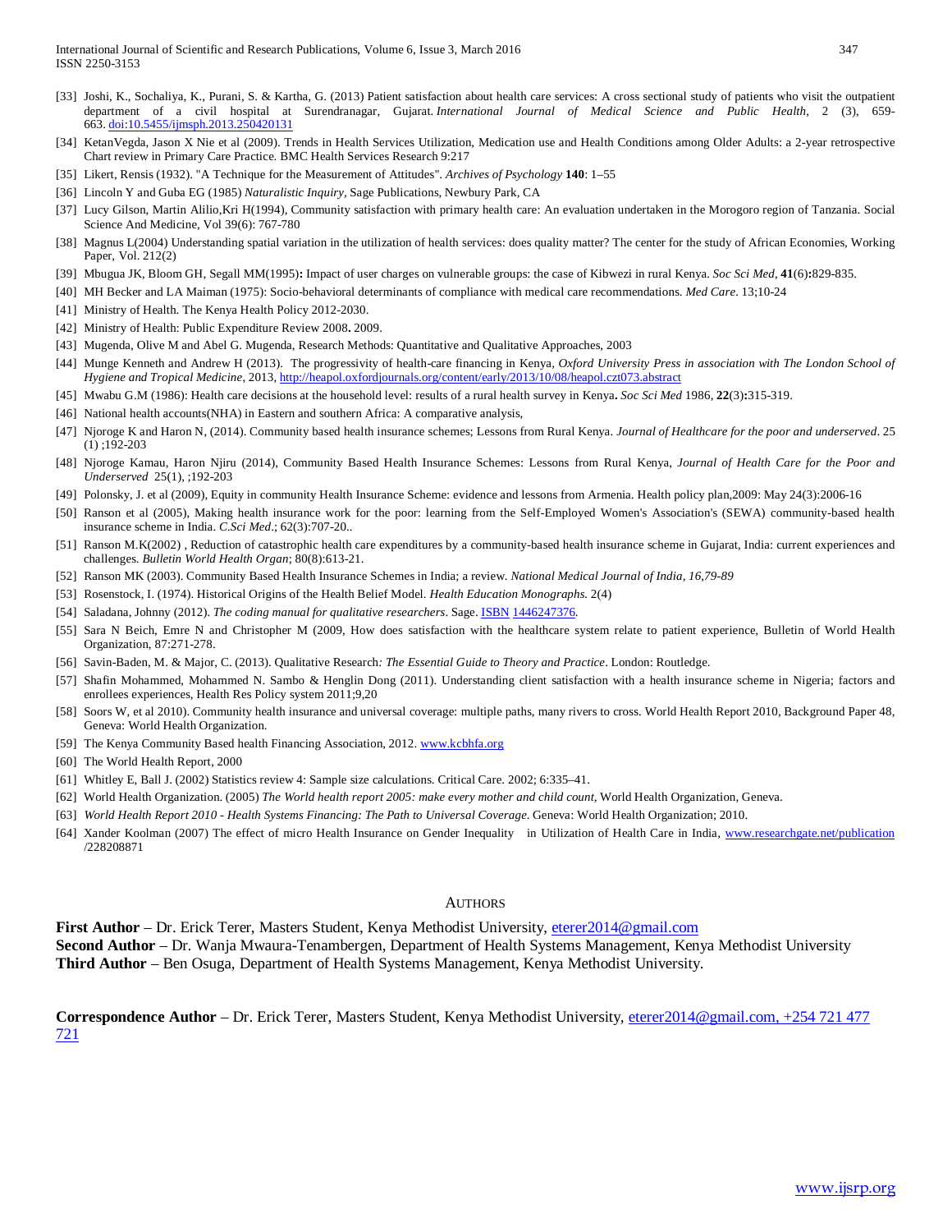[33] Joshi, K., Sochaliya, K., Purani, S. & Kartha, G. (2013) Patient satisfaction about health care services: A cross sectional study of patients who visit the outpatient department of a civil hospital at Surendranagar, Gujarat. *International Journal of Medical Science and Public Health*, 2 (3), 659-663. doi:10.5455/ijmsph.2013.250420131

[34] KetanVegda, Jason X Nie et al (2009). Trends in Health Services Utilization, Medication use and Health Conditions among Older Adults: a 2-year retrospective Chart review in Primary Care Practice. BMC Health Services Research 9:217

[35] Likert, Rensis (1932). "A Technique for the Measurement of Attitudes". *Archives of Psychology* **140**: 1–55

[36] Lincoln Y and Guba EG (1985) *Naturalistic Inquiry*, Sage Publications, Newbury Park, CA

[37] Lucy Gilson, Martin Alilio,Kri H(1994), Community satisfaction with primary health care: An evaluation undertaken in the Morogoro region of Tanzania. Social Science And Medicine, Vol 39(6): 767-780

[38] Magnus L(2004) Understanding spatial variation in the utilization of health services: does quality matter? The center for the study of African Economies, Working Paper, Vol. 212(2)

[39] Mbugua JK, Bloom GH, Segall MM(1995)**:** Impact of user charges on vulnerable groups: the case of Kibwezi in rural Kenya. *Soc Sci Med*, **41**(6)**:**829-835.

[40] MH Becker and LA Maiman (1975): Socio-behavioral determinants of compliance with medical care recommendations. *Med Care*. 13;10-24

[41] Ministry of Health. The Kenya Health Policy 2012-2030.

[42] Ministry of Health: Public Expenditure Review 2008**.** 2009.

[43] Mugenda, Olive M and Abel G. Mugenda, Research Methods: Quantitative and Qualitative Approaches, 2003

[44] Munge Kenneth and Andrew H (2013). The progressivity of health-care financing in Kenya, *Oxford University Press in association with The London School of Hygiene and Tropical Medicine*, 2013, http://heapol.oxfordjournals.org/content/early/2013/10/08/heapol.czt073.abstract

[45] Mwabu G.M (1986): Health care decisions at the household level: results of a rural health survey in Kenya**.** *Soc Sci Med* 1986, **22**(3)**:**315-319.

[46] National health accounts(NHA) in Eastern and southern Africa: A comparative analysis,

[47] Njoroge K and Haron N, (2014). Community based health insurance schemes; Lessons from Rural Kenya. *Journal of Healthcare for the poor and underserved*. 25 (1) ;192-203

[48] Njoroge Kamau, Haron Njiru (2014), Community Based Health Insurance Schemes: Lessons from Rural Kenya, *Journal of Health Care for the Poor and Underserved* 25(1), ;192-203

[49] Polonsky, J. et al (2009), Equity in community Health Insurance Scheme: evidence and lessons from Armenia. Health policy plan,2009: May 24(3):2006-16

[50] Ranson et al (2005), Making health insurance work for the poor: learning from the Self-Employed Women's Association's (SEWA) community-based health insurance scheme in India. *C.Sci Med*.; 62(3):707-20..

[51] Ranson M.K(2002) , Reduction of catastrophic health care expenditures by a community-based health insurance scheme in Gujarat, India: current experiences and challenges. *Bulletin World Health Organ*; 80(8):613-21.

[52] Ranson MK (2003). Community Based Health Insurance Schemes in India; a review. *National Medical Journal of India, 16,79-89*

[53] Rosenstock, I. (1974). Historical Origins of the Health Belief Model. *Health Education Monographs.* 2(4)

[54] Saladana, Johnny (2012). *The coding manual for qualitative researchers*. Sage. ISBN 1446247376.

[55] Sara N Beich, Emre N and Christopher M (2009, How does satisfaction with the healthcare system relate to patient experience, Bulletin of World Health Organization, 87:271-278.

[56] Savin-Baden, M. & Major, C. (2013). Qualitative Research*: The Essential Guide to Theory and Practice*. London: Routledge.

[57] Shafin Mohammed, Mohammed N. Sambo & Henglin Dong (2011). Understanding client satisfaction with a health insurance scheme in Nigeria; factors and enrollees experiences, Health Res Policy system 2011;9,20

[58] Soors W, et al 2010). Community health insurance and universal coverage: multiple paths, many rivers to cross. World Health Report 2010, Background Paper 48, Geneva: World Health Organization.

[59] The Kenya Community Based health Financing Association, 2012. www.kcbhfa.org

[60] The World Health Report, 2000

[61] Whitley E, Ball J. (2002) Statistics review 4: Sample size calculations. Critical Care. 2002; 6:335–41.

[62] World Health Organization. (2005) *The World health report 2005: make every mother and child count*, World Health Organization, Geneva.

[63] *World Health Report 2010 - Health Systems Financing: The Path to Universal Coverage*. Geneva: World Health Organization; 2010.

[64] Xander Koolman (2007) The effect of micro Health Insurance on Gender Inequality in Utilization of Health Care in India, www.researchgate.net/publication /228208871

## Authors

**First Author** – Dr. Erick Terer, Masters Student, Kenya Methodist University, eterer2014@gmail.com
**Second Author** – Dr. Wanja Mwaura-Tenambergen, Department of Health Systems Management, Kenya Methodist University
**Third Author** – Ben Osuga, Department of Health Systems Management, Kenya Methodist University.

**Correspondence Author** – Dr. Erick Terer, Masters Student, Kenya Methodist University, eterer2014@gmail.com, +254 721 477 721